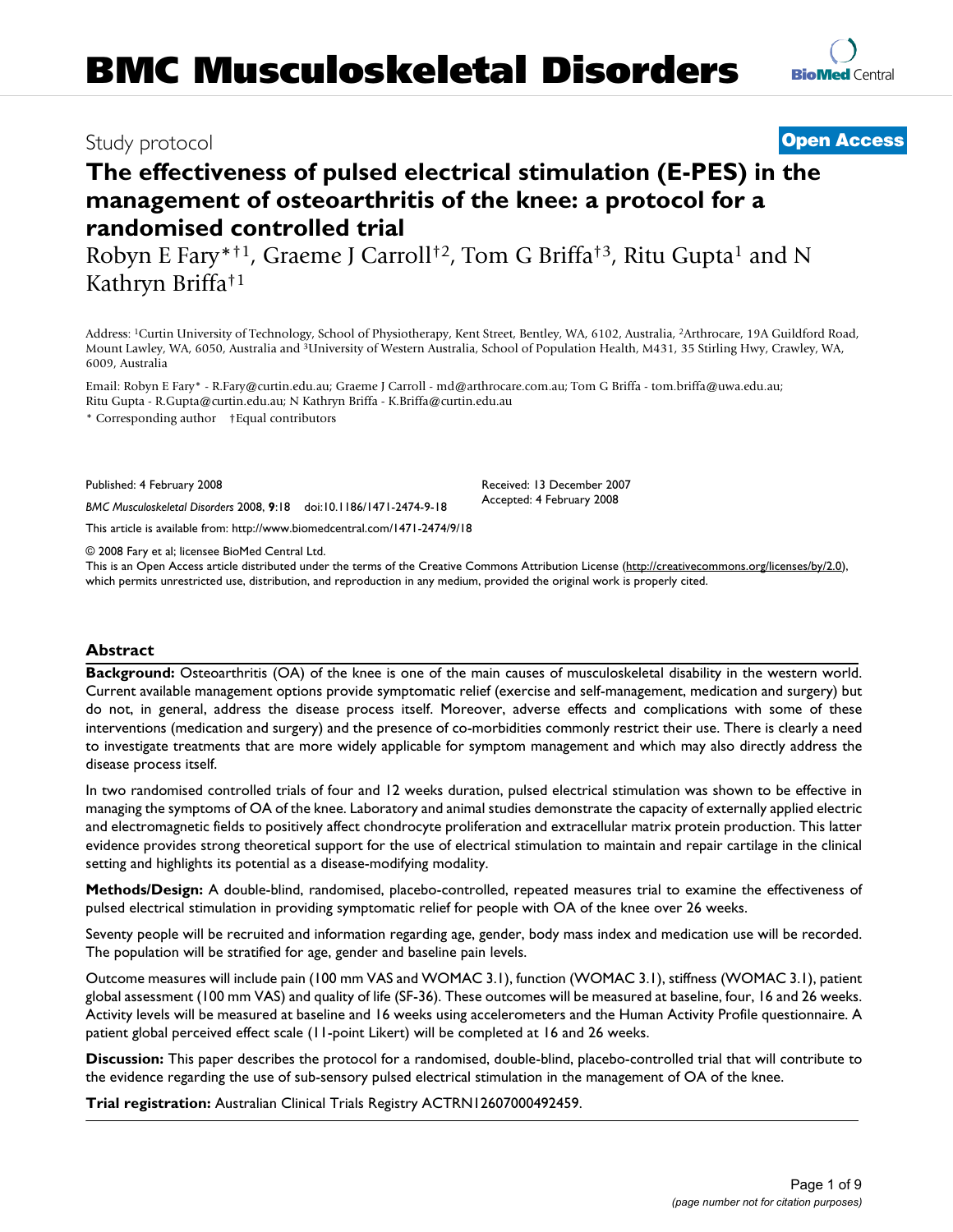# BMC Musculoskeletal Disorders

Study protocol

**Open Access**

# The effectiveness of pulsed electrical stimulation (E-PES) in the management of osteoarthritis of the knee: a protocol for a randomised controlled trial

Robyn E Fary*†[1], Graeme J Carroll†[2], Tom G Briffa†[3], Ritu Gupta[1] and N Kathryn Briffa†[1]

Address: [1]Curtin University of Technology, School of Physiotherapy, Kent Street, Bentley, WA, 6102, Australia, [2]Arthrocare, 19A Guildford Road, Mount Lawley, WA, 6050, Australia and [3]University of Western Australia, School of Population Health, M431, 35 Stirling Hwy, Crawley, WA, 6009, Australia

Email: Robyn E Fary* - R.Fary@curtin.edu.au; Graeme J Carroll - md@arthrocare.com.au; Tom G Briffa - tom.briffa@uwa.edu.au; Ritu Gupta - R.Gupta@curtin.edu.au; N Kathryn Briffa - K.Briffa@curtin.edu.au

\* Corresponding author †Equal contributors

Published: 4 February 2008

*BMC Musculoskeletal Disorders* 2008, **9**:18 doi:10.1186/1471-2474-9-18

Received: 13 December 2007
Accepted: 4 February 2008

This article is available from: http://www.biomedcentral.com/1471-2474/9/18

© 2008 Fary et al; licensee BioMed Central Ltd.
This is an Open Access article distributed under the terms of the Creative Commons Attribution License (http://creativecommons.org/licenses/by/2.0), which permits unrestricted use, distribution, and reproduction in any medium, provided the original work is properly cited.

## Abstract

**Background:** Osteoarthritis (OA) of the knee is one of the main causes of musculoskeletal disability in the western world. Current available management options provide symptomatic relief (exercise and self-management, medication and surgery) but do not, in general, address the disease process itself. Moreover, adverse effects and complications with some of these interventions (medication and surgery) and the presence of co-morbidities commonly restrict their use. There is clearly a need to investigate treatments that are more widely applicable for symptom management and which may also directly address the disease process itself.

In two randomised controlled trials of four and 12 weeks duration, pulsed electrical stimulation was shown to be effective in managing the symptoms of OA of the knee. Laboratory and animal studies demonstrate the capacity of externally applied electric and electromagnetic fields to positively affect chondrocyte proliferation and extracellular matrix protein production. This latter evidence provides strong theoretical support for the use of electrical stimulation to maintain and repair cartilage in the clinical setting and highlights its potential as a disease-modifying modality.

**Methods/Design:** A double-blind, randomised, placebo-controlled, repeated measures trial to examine the effectiveness of pulsed electrical stimulation in providing symptomatic relief for people with OA of the knee over 26 weeks.

Seventy people will be recruited and information regarding age, gender, body mass index and medication use will be recorded. The population will be stratified for age, gender and baseline pain levels.

Outcome measures will include pain (100 mm VAS and WOMAC 3.1), function (WOMAC 3.1), stiffness (WOMAC 3.1), patient global assessment (100 mm VAS) and quality of life (SF-36). These outcomes will be measured at baseline, four, 16 and 26 weeks. Activity levels will be measured at baseline and 16 weeks using accelerometers and the Human Activity Profile questionnaire. A patient global perceived effect scale (11-point Likert) will be completed at 16 and 26 weeks.

**Discussion:** This paper describes the protocol for a randomised, double-blind, placebo-controlled trial that will contribute to the evidence regarding the use of sub-sensory pulsed electrical stimulation in the management of OA of the knee.

**Trial registration:** Australian Clinical Trials Registry ACTRN12607000492459.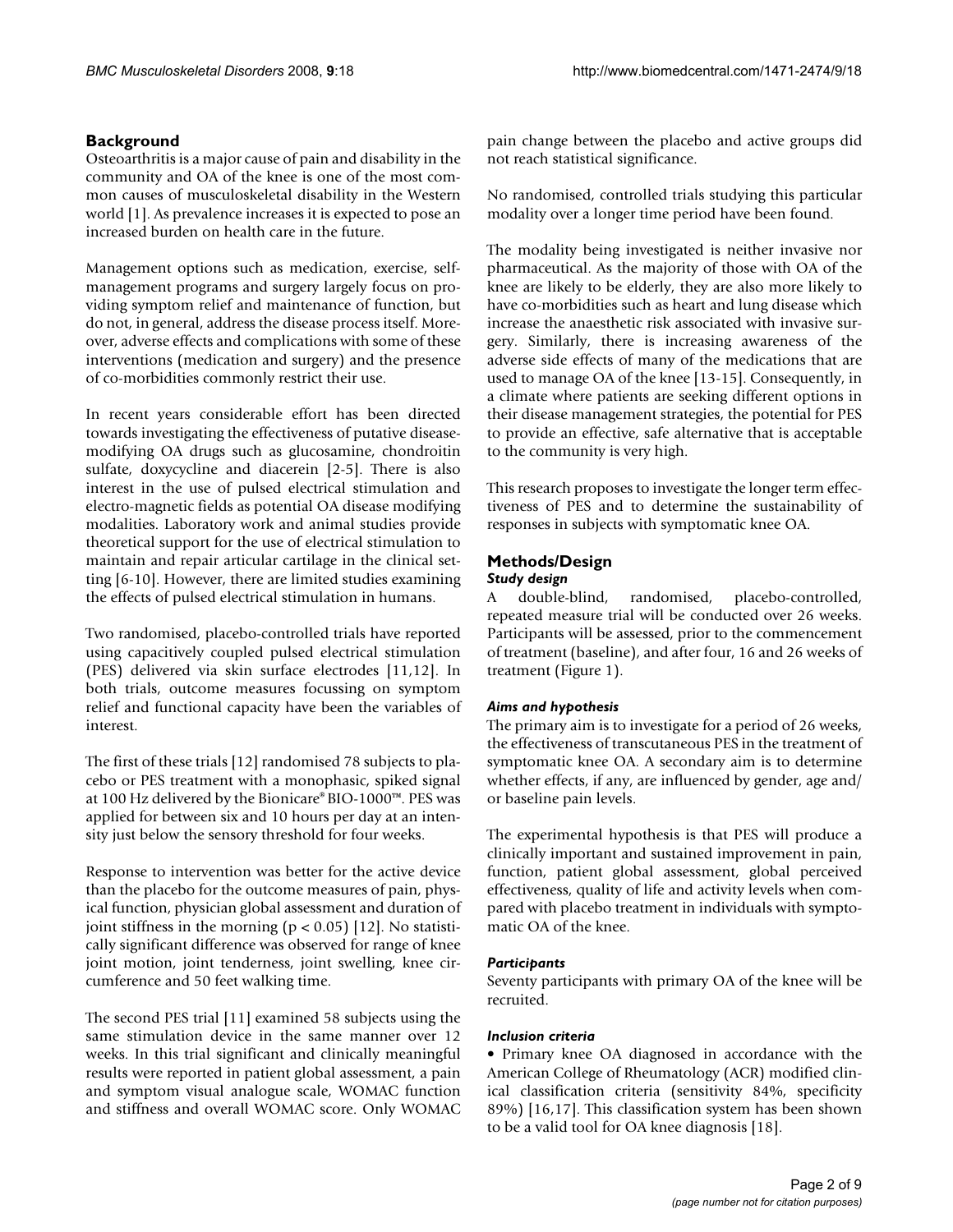## Background

Osteoarthritis is a major cause of pain and disability in the community and OA of the knee is one of the most common causes of musculoskeletal disability in the Western world [1]. As prevalence increases it is expected to pose an increased burden on health care in the future.

Management options such as medication, exercise, self-management programs and surgery largely focus on providing symptom relief and maintenance of function, but do not, in general, address the disease process itself. Moreover, adverse effects and complications with some of these interventions (medication and surgery) and the presence of co-morbidities commonly restrict their use.

In recent years considerable effort has been directed towards investigating the effectiveness of putative disease-modifying OA drugs such as glucosamine, chondroitin sulfate, doxycycline and diacerein [2-5]. There is also interest in the use of pulsed electrical stimulation and electro-magnetic fields as potential OA disease modifying modalities. Laboratory work and animal studies provide theoretical support for the use of electrical stimulation to maintain and repair articular cartilage in the clinical setting [6-10]. However, there are limited studies examining the effects of pulsed electrical stimulation in humans.

Two randomised, placebo-controlled trials have reported using capacitively coupled pulsed electrical stimulation (PES) delivered via skin surface electrodes [11,12]. In both trials, outcome measures focussing on symptom relief and functional capacity have been the variables of interest.

The first of these trials [12] randomised 78 subjects to placebo or PES treatment with a monophasic, spiked signal at 100 Hz delivered by the Bionicare® BIO-1000™. PES was applied for between six and 10 hours per day at an intensity just below the sensory threshold for four weeks.

Response to intervention was better for the active device than the placebo for the outcome measures of pain, physical function, physician global assessment and duration of joint stiffness in the morning ($p < 0.05$) [12]. No statistically significant difference was observed for range of knee joint motion, joint tenderness, joint swelling, knee circumference and 50 feet walking time.

The second PES trial [11] examined 58 subjects using the same stimulation device in the same manner over 12 weeks. In this trial significant and clinically meaningful results were reported in patient global assessment, a pain and symptom visual analogue scale, WOMAC function and stiffness and overall WOMAC score. Only WOMAC pain change between the placebo and active groups did not reach statistical significance.

No randomised, controlled trials studying this particular modality over a longer time period have been found.

The modality being investigated is neither invasive nor pharmaceutical. As the majority of those with OA of the knee are likely to be elderly, they are also more likely to have co-morbidities such as heart and lung disease which increase the anaesthetic risk associated with invasive surgery. Similarly, there is increasing awareness of the adverse side effects of many of the medications that are used to manage OA of the knee [13-15]. Consequently, in a climate where patients are seeking different options in their disease management strategies, the potential for PES to provide an effective, safe alternative that is acceptable to the community is very high.

This research proposes to investigate the longer term effectiveness of PES and to determine the sustainability of responses in subjects with symptomatic knee OA.

## Methods/Design

### *Study design*

A double-blind, randomised, placebo-controlled, repeated measure trial will be conducted over 26 weeks. Participants will be assessed, prior to the commencement of treatment (baseline), and after four, 16 and 26 weeks of treatment (Figure 1).

### *Aims and hypothesis*

The primary aim is to investigate for a period of 26 weeks, the effectiveness of transcutaneous PES in the treatment of symptomatic knee OA. A secondary aim is to determine whether effects, if any, are influenced by gender, age and/or baseline pain levels.

The experimental hypothesis is that PES will produce a clinically important and sustained improvement in pain, function, patient global assessment, global perceived effectiveness, quality of life and activity levels when compared with placebo treatment in individuals with symptomatic OA of the knee.

### *Participants*

Seventy participants with primary OA of the knee will be recruited.

### *Inclusion criteria*

- Primary knee OA diagnosed in accordance with the American College of Rheumatology (ACR) modified clinical classification criteria (sensitivity 84%, specificity 89%) [16,17]. This classification system has been shown to be a valid tool for OA knee diagnosis [18].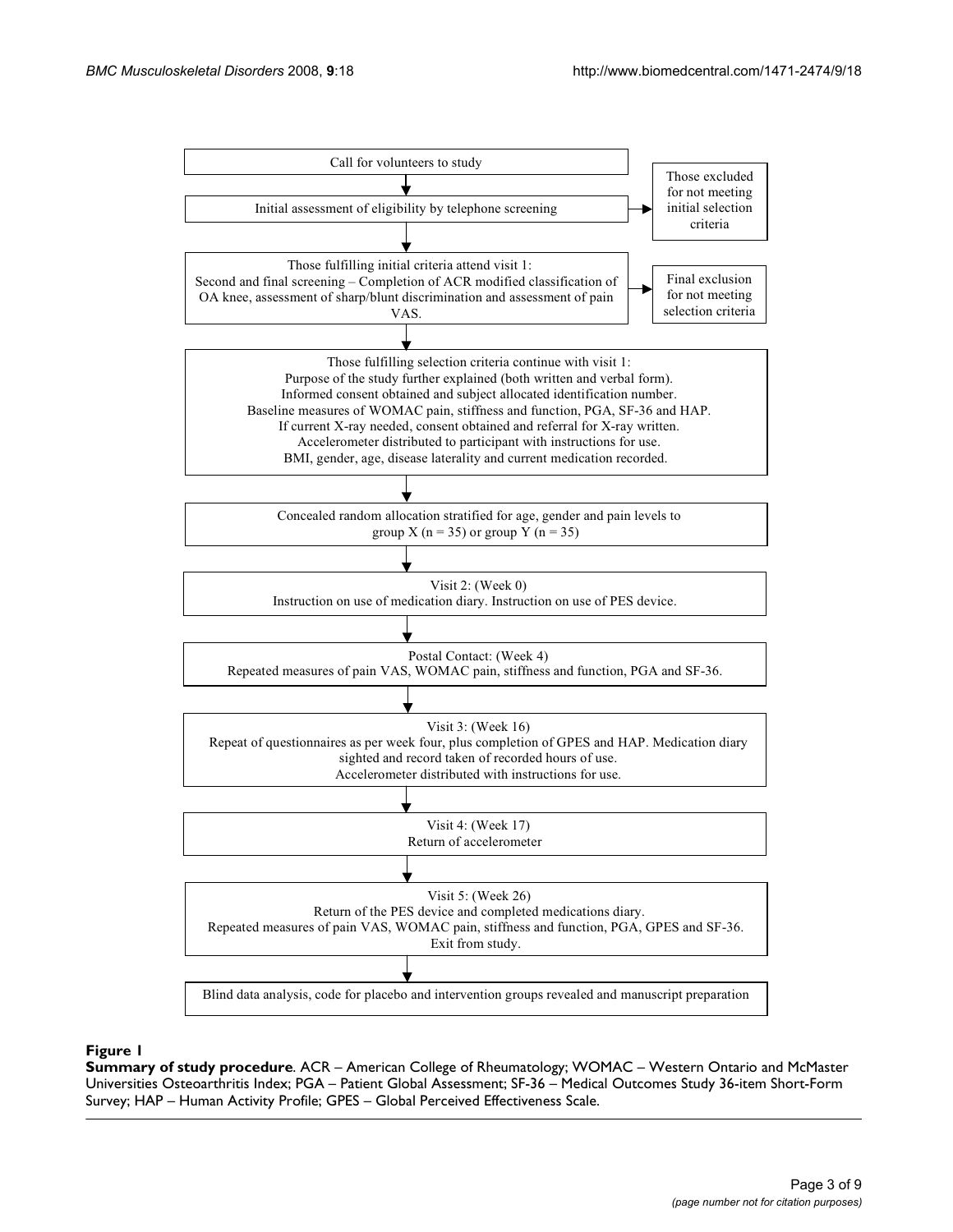Call for volunteers to study

↓

Initial assessment of eligibility by telephone screening → Those excluded for not meeting initial selection criteria

↓

Those fulfilling initial criteria attend visit 1:
Second and final screening – Completion of ACR modified classification of OA knee, assessment of sharp/blunt discrimination and assessment of pain VAS. → Final exclusion for not meeting selection criteria

↓

Those fulfilling selection criteria continue with visit 1:
Purpose of the study further explained (both written and verbal form).
Informed consent obtained and subject allocated identification number.
Baseline measures of WOMAC pain, stiffness and function, PGA, SF-36 and HAP.
If current X-ray needed, consent obtained and referral for X-ray written.
Accelerometer distributed to participant with instructions for use.
BMI, gender, age, disease laterality and current medication recorded.

↓

Concealed random allocation stratified for age, gender and pain levels to group X (n = 35) or group Y (n = 35)

↓

Visit 2: (Week 0)
Instruction on use of medication diary. Instruction on use of PES device.

↓

Postal Contact: (Week 4)
Repeated measures of pain VAS, WOMAC pain, stiffness and function, PGA and SF-36.

↓

Visit 3: (Week 16)
Repeat of questionnaires as per week four, plus completion of GPES and HAP. Medication diary sighted and record taken of recorded hours of use.
Accelerometer distributed with instructions for use.

↓

Visit 4: (Week 17)
Return of accelerometer

↓

Visit 5: (Week 26)
Return of the PES device and completed medications diary.
Repeated measures of pain VAS, WOMAC pain, stiffness and function, PGA, GPES and SF-36.
Exit from study.

↓

Blind data analysis, code for placebo and intervention groups revealed and manuscript preparation

**Figure 1**

**Summary of study procedure**. ACR – American College of Rheumatology; WOMAC – Western Ontario and McMaster Universities Osteoarthritis Index; PGA – Patient Global Assessment; SF-36 – Medical Outcomes Study 36-item Short-Form Survey; HAP – Human Activity Profile; GPES – Global Perceived Effectiveness Scale.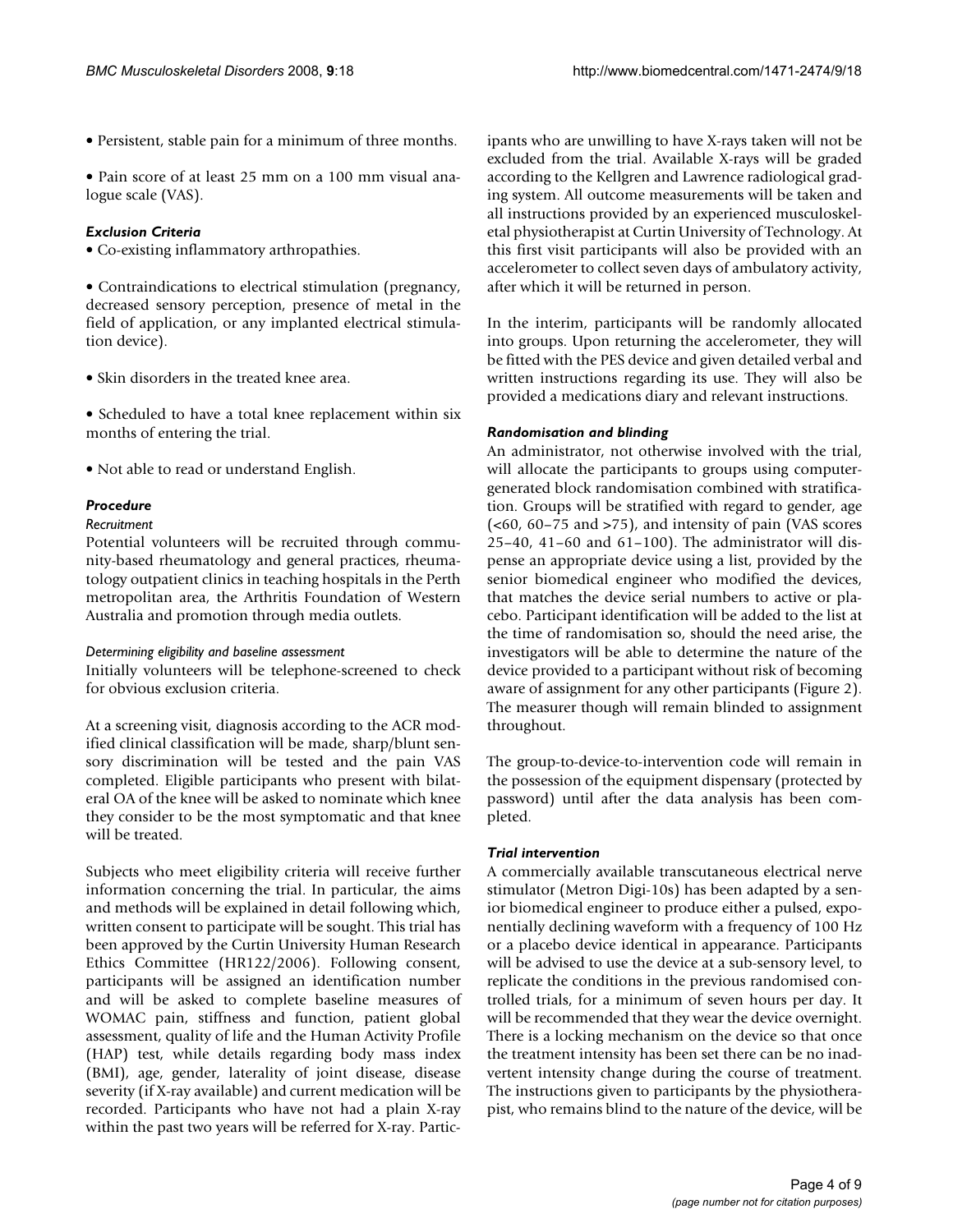- Persistent, stable pain for a minimum of three months.

- Pain score of at least 25 mm on a 100 mm visual analogue scale (VAS).

### *Exclusion Criteria*

- Co-existing inflammatory arthropathies.

- Contraindications to electrical stimulation (pregnancy, decreased sensory perception, presence of metal in the field of application, or any implanted electrical stimulation device).

- Skin disorders in the treated knee area.

- Scheduled to have a total knee replacement within six months of entering the trial.

- Not able to read or understand English.

### *Procedure*

#### *Recruitment*

Potential volunteers will be recruited through community-based rheumatology and general practices, rheumatology outpatient clinics in teaching hospitals in the Perth metropolitan area, the Arthritis Foundation of Western Australia and promotion through media outlets.

#### *Determining eligibility and baseline assessment*

Initially volunteers will be telephone-screened to check for obvious exclusion criteria.

At a screening visit, diagnosis according to the ACR modified clinical classification will be made, sharp/blunt sensory discrimination will be tested and the pain VAS completed. Eligible participants who present with bilateral OA of the knee will be asked to nominate which knee they consider to be the most symptomatic and that knee will be treated.

Subjects who meet eligibility criteria will receive further information concerning the trial. In particular, the aims and methods will be explained in detail following which, written consent to participate will be sought. This trial has been approved by the Curtin University Human Research Ethics Committee (HR122/2006). Following consent, participants will be assigned an identification number and will be asked to complete baseline measures of WOMAC pain, stiffness and function, patient global assessment, quality of life and the Human Activity Profile (HAP) test, while details regarding body mass index (BMI), age, gender, laterality of joint disease, disease severity (if X-ray available) and current medication will be recorded. Participants who have not had a plain X-ray within the past two years will be referred for X-ray. Participants who are unwilling to have X-rays taken will not be excluded from the trial. Available X-rays will be graded according to the Kellgren and Lawrence radiological grading system. All outcome measurements will be taken and all instructions provided by an experienced musculoskeletal physiotherapist at Curtin University of Technology. At this first visit participants will also be provided with an accelerometer to collect seven days of ambulatory activity, after which it will be returned in person.

In the interim, participants will be randomly allocated into groups. Upon returning the accelerometer, they will be fitted with the PES device and given detailed verbal and written instructions regarding its use. They will also be provided a medications diary and relevant instructions.

### *Randomisation and blinding*

An administrator, not otherwise involved with the trial, will allocate the participants to groups using computer-generated block randomisation combined with stratification. Groups will be stratified with regard to gender, age (<60, 60–75 and >75), and intensity of pain (VAS scores 25–40, 41–60 and 61–100). The administrator will dispense an appropriate device using a list, provided by the senior biomedical engineer who modified the devices, that matches the device serial numbers to active or placebo. Participant identification will be added to the list at the time of randomisation so, should the need arise, the investigators will be able to determine the nature of the device provided to a participant without risk of becoming aware of assignment for any other participants (Figure 2). The measurer though will remain blinded to assignment throughout.

The group-to-device-to-intervention code will remain in the possession of the equipment dispensary (protected by password) until after the data analysis has been completed.

### *Trial intervention*

A commercially available transcutaneous electrical nerve stimulator (Metron Digi-10s) has been adapted by a senior biomedical engineer to produce either a pulsed, exponentially declining waveform with a frequency of 100 Hz or a placebo device identical in appearance. Participants will be advised to use the device at a sub-sensory level, to replicate the conditions in the previous randomised controlled trials, for a minimum of seven hours per day. It will be recommended that they wear the device overnight. There is a locking mechanism on the device so that once the treatment intensity has been set there can be no inadvertent intensity change during the course of treatment. The instructions given to participants by the physiotherapist, who remains blind to the nature of the device, will be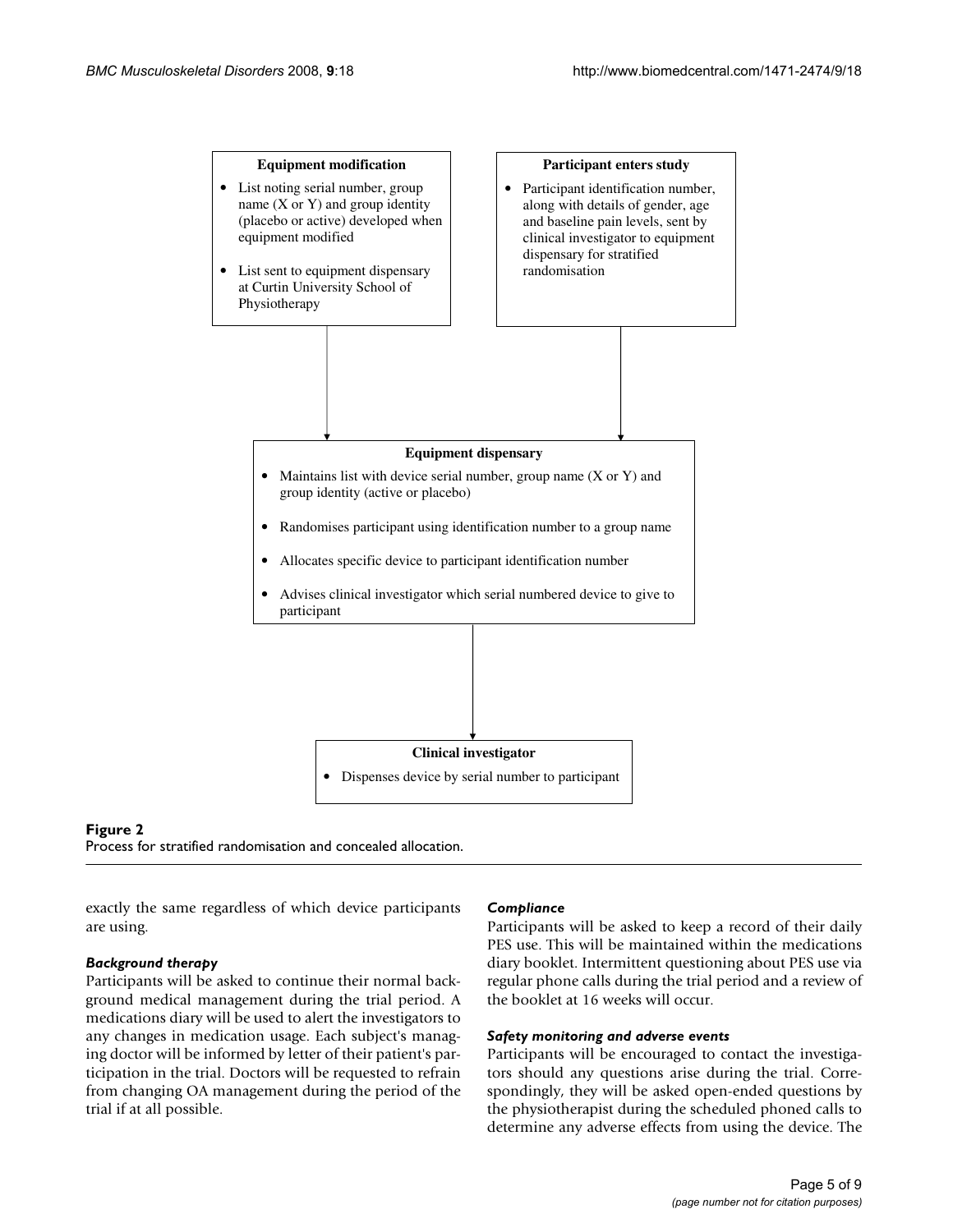**Equipment modification**

- List noting serial number, group name (X or Y) and group identity (placebo or active) developed when equipment modified
- List sent to equipment dispensary at Curtin University School of Physiotherapy

**Participant enters study**

- Participant identification number, along with details of gender, age and baseline pain levels, sent by clinical investigator to equipment dispensary for stratified randomisation

**Equipment dispensary**

- Maintains list with device serial number, group name (X or Y) and group identity (active or placebo)
- Randomises participant using identification number to a group name
- Allocates specific device to participant identification number
- Advises clinical investigator which serial numbered device to give to participant

**Clinical investigator**

- Dispenses device by serial number to participant

**Figure 2**
Process for stratified randomisation and concealed allocation.

exactly the same regardless of which device participants are using.

### *Background therapy*

Participants will be asked to continue their normal background medical management during the trial period. A medications diary will be used to alert the investigators to any changes in medication usage. Each subject's managing doctor will be informed by letter of their patient's participation in the trial. Doctors will be requested to refrain from changing OA management during the period of the trial if at all possible.

### *Compliance*

Participants will be asked to keep a record of their daily PES use. This will be maintained within the medications diary booklet. Intermittent questioning about PES use via regular phone calls during the trial period and a review of the booklet at 16 weeks will occur.

### *Safety monitoring and adverse events*

Participants will be encouraged to contact the investigators should any questions arise during the trial. Correspondingly, they will be asked open-ended questions by the physiotherapist during the scheduled phoned calls to determine any adverse effects from using the device. The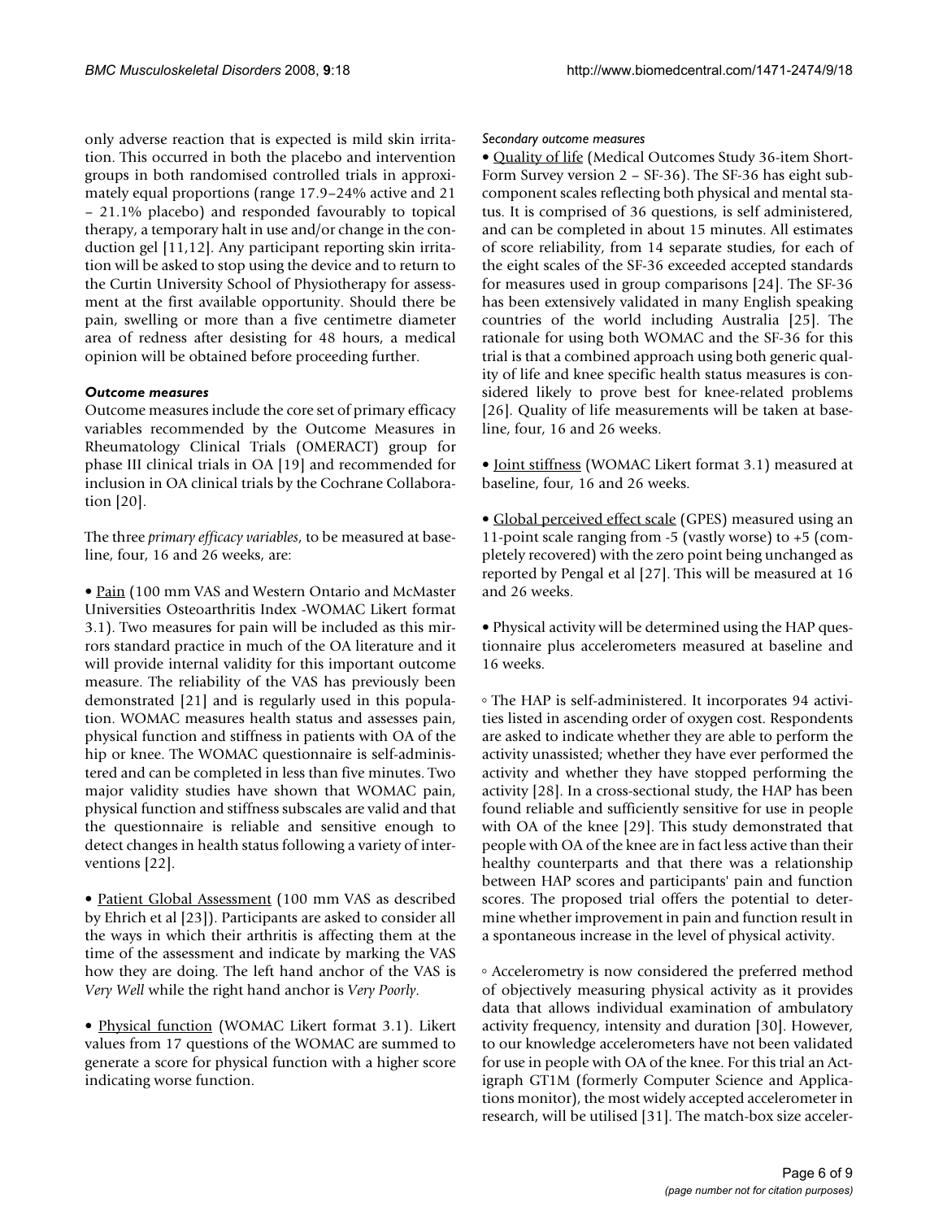only adverse reaction that is expected is mild skin irritation. This occurred in both the placebo and intervention groups in both randomised controlled trials in approximately equal proportions (range 17.9–24% active and 21 – 21.1% placebo) and responded favourably to topical therapy, a temporary halt in use and/or change in the conduction gel [11,12]. Any participant reporting skin irritation will be asked to stop using the device and to return to the Curtin University School of Physiotherapy for assessment at the first available opportunity. Should there be pain, swelling or more than a five centimetre diameter area of redness after desisting for 48 hours, a medical opinion will be obtained before proceeding further.

### *Outcome measures*

Outcome measures include the core set of primary efficacy variables recommended by the Outcome Measures in Rheumatology Clinical Trials (OMERACT) group for phase III clinical trials in OA [19] and recommended for inclusion in OA clinical trials by the Cochrane Collaboration [20].

The three *primary efficacy variables*, to be measured at baseline, four, 16 and 26 weeks, are:

• Pain (100 mm VAS and Western Ontario and McMaster Universities Osteoarthritis Index -WOMAC Likert format 3.1). Two measures for pain will be included as this mirrors standard practice in much of the OA literature and it will provide internal validity for this important outcome measure. The reliability of the VAS has previously been demonstrated [21] and is regularly used in this population. WOMAC measures health status and assesses pain, physical function and stiffness in patients with OA of the hip or knee. The WOMAC questionnaire is self-administered and can be completed in less than five minutes. Two major validity studies have shown that WOMAC pain, physical function and stiffness subscales are valid and that the questionnaire is reliable and sensitive enough to detect changes in health status following a variety of interventions [22].

• Patient Global Assessment (100 mm VAS as described by Ehrich et al [23]). Participants are asked to consider all the ways in which their arthritis is affecting them at the time of the assessment and indicate by marking the VAS how they are doing. The left hand anchor of the VAS is *Very Well* while the right hand anchor is *Very Poorly*.

• Physical function (WOMAC Likert format 3.1). Likert values from 17 questions of the WOMAC are summed to generate a score for physical function with a higher score indicating worse function.

#### *Secondary outcome measures*

• Quality of life (Medical Outcomes Study 36-item Short-Form Survey version 2 – SF-36). The SF-36 has eight subcomponent scales reflecting both physical and mental status. It is comprised of 36 questions, is self administered, and can be completed in about 15 minutes. All estimates of score reliability, from 14 separate studies, for each of the eight scales of the SF-36 exceeded accepted standards for measures used in group comparisons [24]. The SF-36 has been extensively validated in many English speaking countries of the world including Australia [25]. The rationale for using both WOMAC and the SF-36 for this trial is that a combined approach using both generic quality of life and knee specific health status measures is considered likely to prove best for knee-related problems [26]. Quality of life measurements will be taken at baseline, four, 16 and 26 weeks.

• Joint stiffness (WOMAC Likert format 3.1) measured at baseline, four, 16 and 26 weeks.

• Global perceived effect scale (GPES) measured using an 11-point scale ranging from -5 (vastly worse) to +5 (completely recovered) with the zero point being unchanged as reported by Pengal et al [27]. This will be measured at 16 and 26 weeks.

• Physical activity will be determined using the HAP questionnaire plus accelerometers measured at baseline and 16 weeks.

◦ The HAP is self-administered. It incorporates 94 activities listed in ascending order of oxygen cost. Respondents are asked to indicate whether they are able to perform the activity unassisted; whether they have ever performed the activity and whether they have stopped performing the activity [28]. In a cross-sectional study, the HAP has been found reliable and sufficiently sensitive for use in people with OA of the knee [29]. This study demonstrated that people with OA of the knee are in fact less active than their healthy counterparts and that there was a relationship between HAP scores and participants' pain and function scores. The proposed trial offers the potential to determine whether improvement in pain and function result in a spontaneous increase in the level of physical activity.

◦ Accelerometry is now considered the preferred method of objectively measuring physical activity as it provides data that allows individual examination of ambulatory activity frequency, intensity and duration [30]. However, to our knowledge accelerometers have not been validated for use in people with OA of the knee. For this trial an Actigraph GT1M (formerly Computer Science and Applications monitor), the most widely accepted accelerometer in research, will be utilised [31]. The match-box size acceler-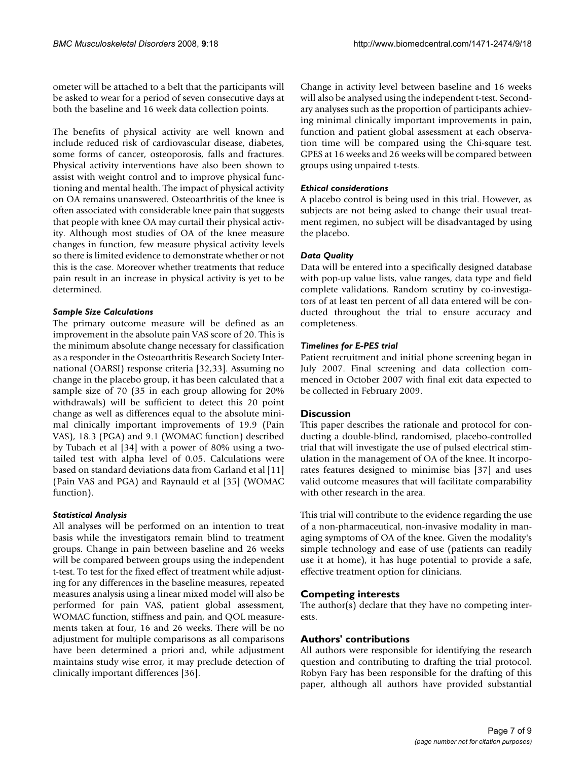ometer will be attached to a belt that the participants will be asked to wear for a period of seven consecutive days at both the baseline and 16 week data collection points.

The benefits of physical activity are well known and include reduced risk of cardiovascular disease, diabetes, some forms of cancer, osteoporosis, falls and fractures. Physical activity interventions have also been shown to assist with weight control and to improve physical functioning and mental health. The impact of physical activity on OA remains unanswered. Osteoarthritis of the knee is often associated with considerable knee pain that suggests that people with knee OA may curtail their physical activity. Although most studies of OA of the knee measure changes in function, few measure physical activity levels so there is limited evidence to demonstrate whether or not this is the case. Moreover whether treatments that reduce pain result in an increase in physical activity is yet to be determined.

### *Sample Size Calculations*

The primary outcome measure will be defined as an improvement in the absolute pain VAS score of 20. This is the minimum absolute change necessary for classification as a responder in the Osteoarthritis Research Society International (OARSI) response criteria [32,33]. Assuming no change in the placebo group, it has been calculated that a sample size of 70 (35 in each group allowing for 20% withdrawals) will be sufficient to detect this 20 point change as well as differences equal to the absolute minimal clinically important improvements of 19.9 (Pain VAS), 18.3 (PGA) and 9.1 (WOMAC function) described by Tubach et al [34] with a power of 80% using a two-tailed test with alpha level of 0.05. Calculations were based on standard deviations data from Garland et al [11] (Pain VAS and PGA) and Raynauld et al [35] (WOMAC function).

### *Statistical Analysis*

All analyses will be performed on an intention to treat basis while the investigators remain blind to treatment groups. Change in pain between baseline and 26 weeks will be compared between groups using the independent t-test. To test for the fixed effect of treatment while adjusting for any differences in the baseline measures, repeated measures analysis using a linear mixed model will also be performed for pain VAS, patient global assessment, WOMAC function, stiffness and pain, and QOL measurements taken at four, 16 and 26 weeks. There will be no adjustment for multiple comparisons as all comparisons have been determined a priori and, while adjustment maintains study wise error, it may preclude detection of clinically important differences [36].

Change in activity level between baseline and 16 weeks will also be analysed using the independent t-test. Secondary analyses such as the proportion of participants achieving minimal clinically important improvements in pain, function and patient global assessment at each observation time will be compared using the Chi-square test. GPES at 16 weeks and 26 weeks will be compared between groups using unpaired t-tests.

### *Ethical considerations*

A placebo control is being used in this trial. However, as subjects are not being asked to change their usual treatment regimen, no subject will be disadvantaged by using the placebo.

### *Data Quality*

Data will be entered into a specifically designed database with pop-up value lists, value ranges, data type and field complete validations. Random scrutiny by co-investigators of at least ten percent of all data entered will be conducted throughout the trial to ensure accuracy and completeness.

### *Timelines for E-PES trial*

Patient recruitment and initial phone screening began in July 2007. Final screening and data collection commenced in October 2007 with final exit data expected to be collected in February 2009.

## Discussion

This paper describes the rationale and protocol for conducting a double-blind, randomised, placebo-controlled trial that will investigate the use of pulsed electrical stimulation in the management of OA of the knee. It incorporates features designed to minimise bias [37] and uses valid outcome measures that will facilitate comparability with other research in the area.

This trial will contribute to the evidence regarding the use of a non-pharmaceutical, non-invasive modality in managing symptoms of OA of the knee. Given the modality's simple technology and ease of use (patients can readily use it at home), it has huge potential to provide a safe, effective treatment option for clinicians.

## Competing interests

The author(s) declare that they have no competing interests.

## Authors' contributions

All authors were responsible for identifying the research question and contributing to drafting the trial protocol. Robyn Fary has been responsible for the drafting of this paper, although all authors have provided substantial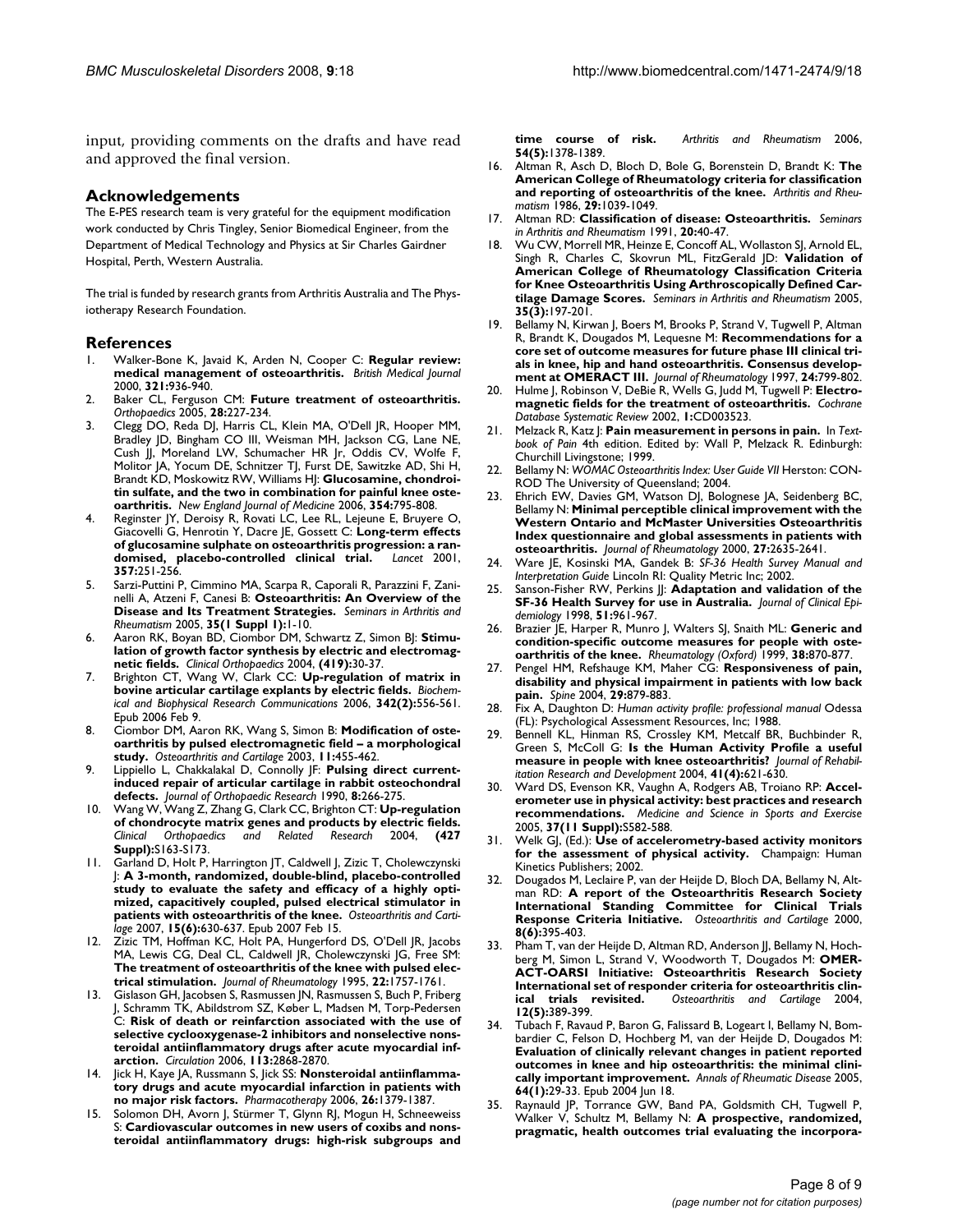input, providing comments on the drafts and have read and approved the final version.

## Acknowledgements

The E-PES research team is very grateful for the equipment modification work conducted by Chris Tingley, Senior Biomedical Engineer, from the Department of Medical Technology and Physics at Sir Charles Gairdner Hospital, Perth, Western Australia.

The trial is funded by research grants from Arthritis Australia and The Physiotherapy Research Foundation.

## References

1. Walker-Bone K, Javaid K, Arden N, Cooper C: **Regular review: medical management of osteoarthritis.** *British Medical Journal* 2000, **321:**936-940.
2. Baker CL, Ferguson CM: **Future treatment of osteoarthritis.** *Orthopaedics* 2005, **28:**227-234.
3. Clegg DO, Reda DJ, Harris CL, Klein MA, O'Dell JR, Hooper MM, Bradley JD, Bingham CO III, Weisman MH, Jackson CG, Lane NE, Cush JJ, Moreland LW, Schumacher HR Jr, Oddis CV, Wolfe F, Molitor JA, Yocum DE, Schnitzer TJ, Furst DE, Sawitzke AD, Shi H, Brandt KD, Moskowitz RW, Williams HJ: **Glucosamine, chondroitin sulfate, and the two in combination for painful knee osteoarthritis.** *New England Journal of Medicine* 2006, **354:**795-808.
4. Reginster JY, Deroisy R, Rovati LC, Lee RL, Lejeune E, Bruyere O, Giacovelli G, Henrotin Y, Dacre JE, Gossett C: **Long-term effects of glucosamine sulphate on osteoarthritis progression: a randomised, placebo-controlled clinical trial.** *Lancet* 2001, **357:**251-256.
5. Sarzi-Puttini P, Cimmino MA, Scarpa R, Caporali R, Parazzini F, Zaninelli A, Atzeni F, Canesi B: **Osteoarthritis: An Overview of the Disease and Its Treatment Strategies.** *Seminars in Arthritis and Rheumatism* 2005, **35(1 Suppl 1):**1-10.
6. Aaron RK, Boyan BD, Ciombor DM, Schwartz Z, Simon BJ: **Stimulation of growth factor synthesis by electric and electromagnetic fields.** *Clinical Orthopaedics* 2004, **(419):**30-37.
7. Brighton CT, Wang W, Clark CC: **Up-regulation of matrix in bovine articular cartilage explants by electric fields.** *Biochemical and Biophysical Research Communications* 2006, **342(2):**556-561. Epub 2006 Feb 9.
8. Ciombor DM, Aaron RK, Wang S, Simon B: **Modification of osteoarthritis by pulsed electromagnetic field – a morphological study.** *Osteoarthritis and Cartilage* 2003, **11:**455-462.
9. Lippiello L, Chakkalakal D, Connolly JF: **Pulsing direct current-induced repair of articular cartilage in rabbit osteochondral defects.** *Journal of Orthopaedic Research* 1990, **8:**266-275.
10. Wang W, Wang Z, Zhang G, Clark CC, Brighton CT: **Up-regulation of chondrocyte matrix genes and products by electric fields.** *Clinical Orthopaedics and Related Research* 2004, **(427 Suppl):**S163-S173.
11. Garland D, Holt P, Harrington JT, Caldwell J, Zizic T, Cholewczynski J: **A 3-month, randomized, double-blind, placebo-controlled study to evaluate the safety and efficacy of a highly optimized, capacitively coupled, pulsed electrical stimulator in patients with osteoarthritis of the knee.** *Osteoarthritis and Cartilage* 2007, **15(6):**630-637. Epub 2007 Feb 15.
12. Zizic TM, Hoffman KC, Holt PA, Hungerford DS, O'Dell JR, Jacobs MA, Lewis CG, Deal CL, Caldwell JR, Cholewczynski JG, Free SM: **The treatment of osteoarthritis of the knee with pulsed electrical stimulation.** *Journal of Rheumatology* 1995, **22:**1757-1761.
13. Gislason GH, Jacobsen S, Rasmussen JN, Rasmussen S, Buch P, Friberg J, Schramm TK, Abildstrom SZ, Køber L, Madsen M, Torp-Pedersen C: **Risk of death or reinfarction associated with the use of selective cyclooxygenase-2 inhibitors and nonselective nonsteroidal antiinflammatory drugs after acute myocardial infarction.** *Circulation* 2006, **113:**2868-2870.
14. Jick H, Kaye JA, Russmann S, Jick SS: **Nonsteroidal antiinflammatory drugs and acute myocardial infarction in patients with no major risk factors.** *Pharmacotherapy* 2006, **26:**1379-1387.
15. Solomon DH, Avorn J, Stürmer T, Glynn RJ, Mogun H, Schneeweiss S: **Cardiovascular outcomes in new users of coxibs and nonsteroidal antiinflammatory drugs: high-risk subgroups and time course of risk.** *Arthritis and Rheumatism* 2006, **54(5):**1378-1389.
16. Altman R, Asch D, Bloch D, Bole G, Borenstein D, Brandt K: **The American College of Rheumatology criteria for classification and reporting of osteoarthritis of the knee.** *Arthritis and Rheumatism* 1986, **29:**1039-1049.
17. Altman RD: **Classification of disease: Osteoarthritis.** *Seminars in Arthritis and Rheumatism* 1991, **20:**40-47.
18. Wu CW, Morrell MR, Heinze E, Concoff AL, Wollaston SJ, Arnold EL, Singh R, Charles C, Skovrun ML, FitzGerald JD: **Validation of American College of Rheumatology Classification Criteria for Knee Osteoarthritis Using Arthroscopically Defined Cartilage Damage Scores.** *Seminars in Arthritis and Rheumatism* 2005, **35(3):**197-201.
19. Bellamy N, Kirwan J, Boers M, Brooks P, Strand V, Tugwell P, Altman R, Brandt K, Dougados M, Lequesne M: **Recommendations for a core set of outcome measures for future phase III clinical trials in knee, hip and hand osteoarthritis. Consensus development at OMERACT III.** *Journal of Rheumatology* 1997, **24:**799-802.
20. Hulme J, Robinson V, DeBie R, Wells G, Judd M, Tugwell P: **Electromagnetic fields for the treatment of osteoarthritis.** *Cochrane Database Systematic Review* 2002, **1:**CD003523.
21. Melzack R, Katz J: **Pain measurement in persons in pain.** In *Textbook of Pain* 4th edition. Edited by: Wall P, Melzack R. Edinburgh: Churchill Livingstone; 1999.
22. Bellamy N: *WOMAC Osteoarthritis Index: User Guide VII* Herston: CONROD The University of Queensland; 2004.
23. Ehrich EW, Davies GM, Watson DJ, Bolognese JA, Seidenberg BC, Bellamy N: **Minimal perceptible clinical improvement with the Western Ontario and McMaster Universities Osteoarthritis Index questionnaire and global assessments in patients with osteoarthritis.** *Journal of Rheumatology* 2000, **27:**2635-2641.
24. Ware JE, Kosinski MA, Gandek B: *SF-36 Health Survey Manual and Interpretation Guide* Lincoln RI: Quality Metric Inc; 2002.
25. Sanson-Fisher RW, Perkins JJ: **Adaptation and validation of the SF-36 Health Survey for use in Australia.** *Journal of Clinical Epidemiology* 1998, **51:**961-967.
26. Brazier JE, Harper R, Munro J, Walters SJ, Snaith ML: **Generic and condition-specific outcome measures for people with osteoarthritis of the knee.** *Rheumatology (Oxford)* 1999, **38:**870-877.
27. Pengel HM, Refshauge KM, Maher CG: **Responsiveness of pain, disability and physical impairment in patients with low back pain.** *Spine* 2004, **29:**879-883.
28. Fix A, Daughton D: *Human activity profile: professional manual* Odessa (FL): Psychological Assessment Resources, Inc; 1988.
29. Bennell KL, Hinman RS, Crossley KM, Metcalf BR, Buchbinder R, Green S, McColl G: **Is the Human Activity Profile a useful measure in people with knee osteoarthritis?** *Journal of Rehabilitation Research and Development* 2004, **41(4):**621-630.
30. Ward DS, Evenson KR, Vaughn A, Rodgers AB, Troiano RP: **Accelerometer use in physical activity: best practices and research recommendations.** *Medicine and Science in Sports and Exercise* 2005, **37(11 Suppl):**S582-588.
31. Welk GJ, (Ed.): **Use of accelerometry-based activity monitors for the assessment of physical activity.** Champaign: Human Kinetics Publishers; 2002.
32. Dougados M, Leclaire P, van der Heijde D, Bloch DA, Bellamy N, Altman RD: **A report of the Osteoarthritis Research Society International Standing Committee for Clinical Trials Response Criteria Initiative.** *Osteoarthritis and Cartilage* 2000, **8(6):**395-403.
33. Pham T, van der Heijde D, Altman RD, Anderson JJ, Bellamy N, Hochberg M, Simon L, Strand V, Woodworth T, Dougados M: **OMERACT-OARSI Initiative: Osteoarthritis Research Society International set of responder criteria for osteoarthritis clinical trials revisited.** *Osteoarthritis and Cartilage* 2004, **12(5):**389-399.
34. Tubach F, Ravaud P, Baron G, Falissard B, Logeart I, Bellamy N, Bombardier C, Felson D, Hochberg M, van der Heijde D, Dougados M: **Evaluation of clinically relevant changes in patient reported outcomes in knee and hip osteoarthritis: the minimal clinically important improvement.** *Annals of Rheumatic Disease* 2005, **64(1):**29-33. Epub 2004 Jun 18.
35. Raynauld JP, Torrance GW, Band PA, Goldsmith CH, Tugwell P, Walker V, Schultz M, Bellamy N: **A prospective, randomized, pragmatic, health outcomes trial evaluating the incorpora-**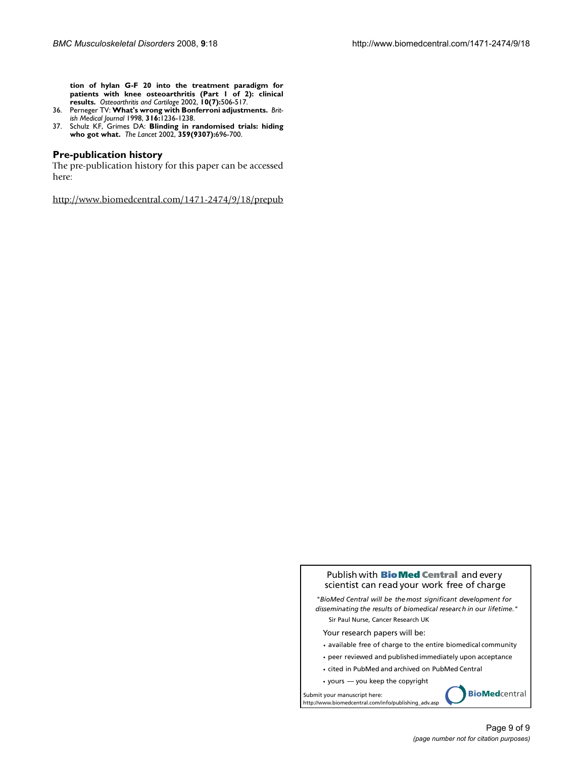tion of hylan G-F 20 into the treatment paradigm for patients with knee osteoarthritis (Part 1 of 2): clinical results. *Osteoarthritis and Cartilage* 2002, **10(7):**506-517.

36. Perneger TV: **What's wrong with Bonferroni adjustments.** *British Medical Journal* 1998, **316:**1236-1238.
37. Schulz KF, Grimes DA: **Blinding in randomised trials: hiding who got what.** *The Lancet* 2002, **359(9307):**696-700.

## Pre-publication history

The pre-publication history for this paper can be accessed here:

http://www.biomedcentral.com/1471-2474/9/18/prepub

Publish with **BioMed Central** and every scientist can read your work free of charge

*"BioMed Central will be the most significant development for disseminating the results of biomedical research in our lifetime."*
Sir Paul Nurse, Cancer Research UK

Your research papers will be:

- available free of charge to the entire biomedical community
- peer reviewed and published immediately upon acceptance
- cited in PubMed and archived on PubMed Central
- yours — you keep the copyright

Submit your manuscript here:
http://www.biomedcentral.com/info/publishing_adv.asp

**BioMed**central